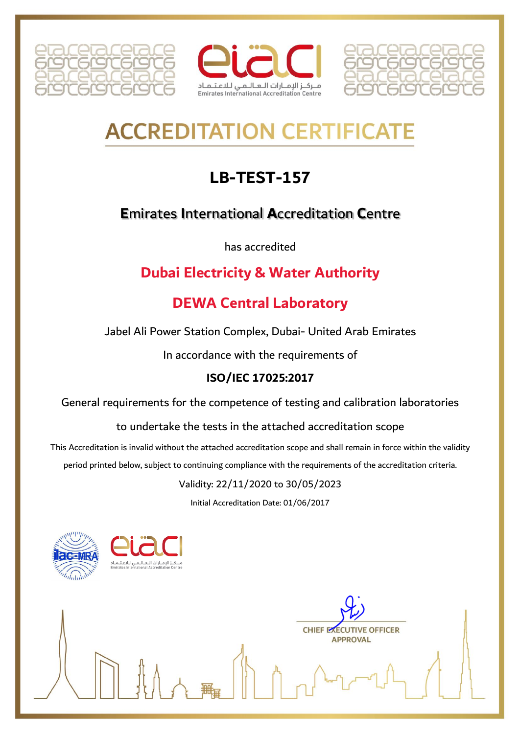مـركـز الإمـارات الـعـالـمـي للاعـتـمـاد
Emirates International Accreditation Centre

# ACCREDITATION CERTIFICATE

## LB-TEST-157

### Emirates International Accreditation Centre

has accredited

## Dubai Electricity & Water Authority

## DEWA Central Laboratory

Jabel Ali Power Station Complex, Dubai- United Arab Emirates

In accordance with the requirements of

**ISO/IEC 17025:2017**

General requirements for the competence of testing and calibration laboratories

to undertake the tests in the attached accreditation scope

This Accreditation is invalid without the attached accreditation scope and shall remain in force within the validity period printed below, subject to continuing compliance with the requirements of the accreditation criteria.

Validity: 22/11/2020 to 30/05/2023

Initial Accreditation Date: 01/06/2017

ilac-MRA

مـركـز الإمـارات الـعـالـمـي للاعـتـمـاد
Emirates International Accreditation Centre

CHIEF EXECUTIVE OFFICER
APPROVAL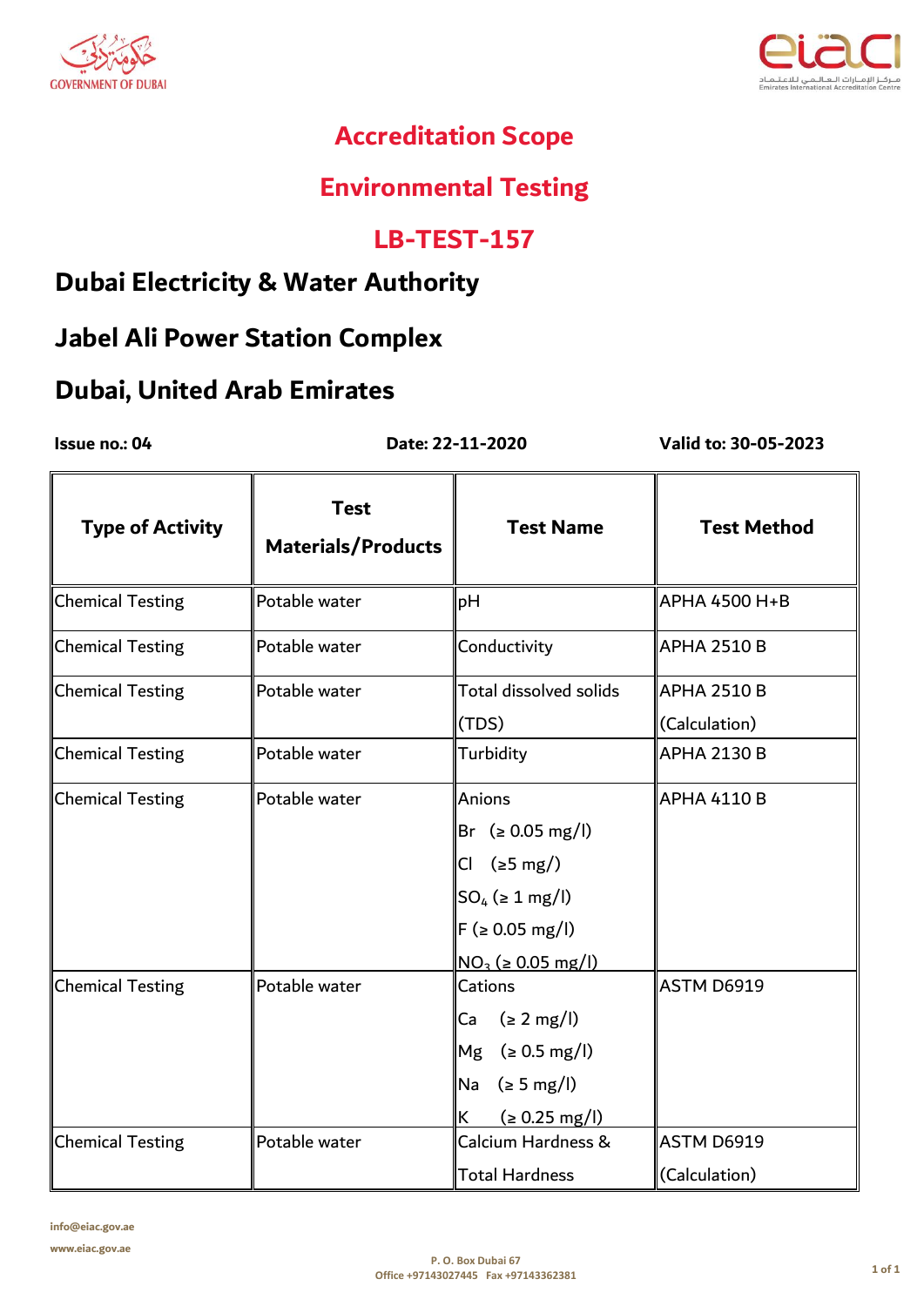# Accreditation Scope

## Environmental Testing

## LB-TEST-157

## Dubai Electricity & Water Authority

## Jabel Ali Power Station Complex

## Dubai, United Arab Emirates

**Issue no.: 04** **Date: 22-11-2020** **Valid to: 30-05-2023**

| Type of Activity | Test Materials/Products | Test Name | Test Method |
|---|---|---|---|
| Chemical Testing | Potable water | pH | APHA 4500 H+B |
| Chemical Testing | Potable water | Conductivity | APHA 2510 B |
| Chemical Testing | Potable water | Total dissolved solids (TDS) | APHA 2510 B (Calculation) |
| Chemical Testing | Potable water | Turbidity | APHA 2130 B |
| Chemical Testing | Potable water | Anions<br>Br (≥ 0.05 mg/l)<br>Cl (≥5 mg/)<br>$SO_4$ (≥ 1 mg/l)<br>F (≥ 0.05 mg/l)<br>$NO_3$ (≥ 0.05 mg/l) | APHA 4110 B |
| Chemical Testing | Potable water | Cations<br>Ca (≥ 2 mg/l)<br>Mg (≥ 0.5 mg/l)<br>Na (≥ 5 mg/l)<br>K (≥ 0.25 mg/l) | ASTM D6919 |
| Chemical Testing | Potable water | Calcium Hardness & Total Hardness | ASTM D6919 (Calculation) |

info@eiac.gov.ae
www.eiac.gov.ae

P. O. Box Dubai 67
Office +97143027445 Fax +97143362381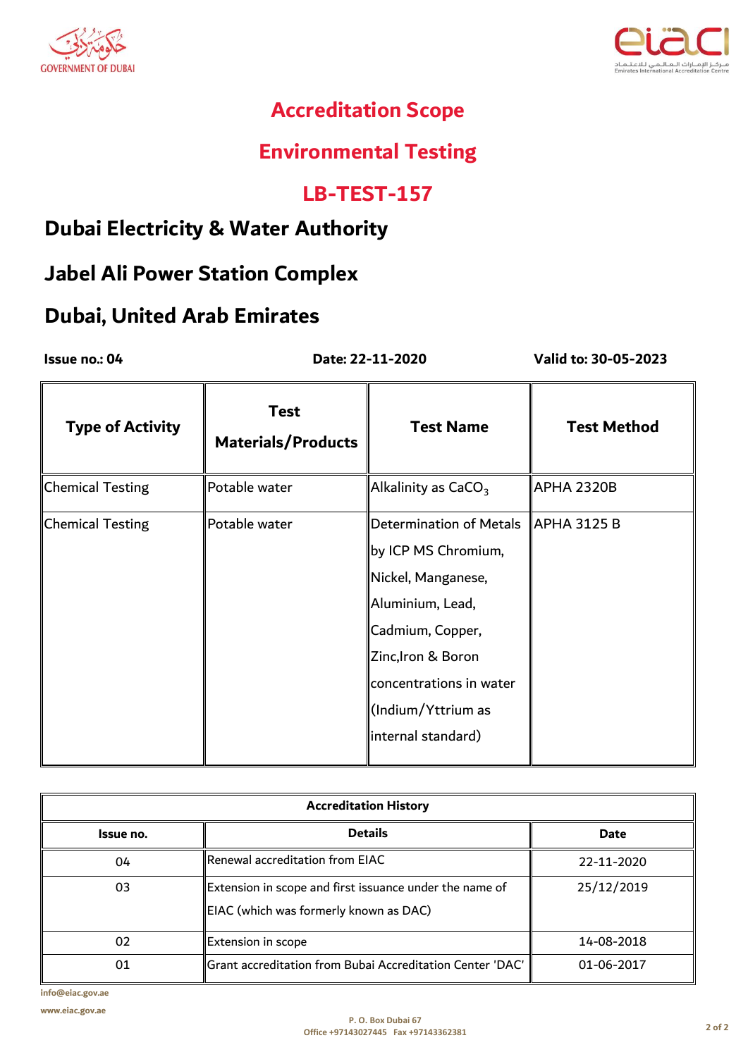# Accreditation Scope

## Environmental Testing

## LB-TEST-157

## Dubai Electricity & Water Authority

## Jabel Ali Power Station Complex

## Dubai, United Arab Emirates

**Issue no.: 04** **Date: 22-11-2020** **Valid to: 30-05-2023**

| Type of Activity | Test Materials/Products | Test Name | Test Method |
|---|---|---|---|
| Chemical Testing | Potable water | Alkalinity as $CaCO_3$ | APHA 2320B |
| Chemical Testing | Potable water | Determination of Metals by ICP MS Chromium, Nickel, Manganese, Aluminium, Lead, Cadmium, Copper, Zinc,Iron & Boron concentrations in water (Indium/Yttrium as internal standard) | APHA 3125 B |

| Accreditation History | | |
|---|---|---|
| **Issue no.** | **Details** | **Date** |
| 04 | Renewal accreditation from EIAC | 22-11-2020 |
| 03 | Extension in scope and first issuance under the name of EIAC (which was formerly known as DAC) | 25/12/2019 |
| 02 | Extension in scope | 14-08-2018 |
| 01 | Grant accreditation from Bubai Accreditation Center 'DAC' | 01-06-2017 |

info@eiac.gov.ae

www.eiac.gov.ae

P. O. Box Dubai 67
Office +97143027445 Fax +97143362381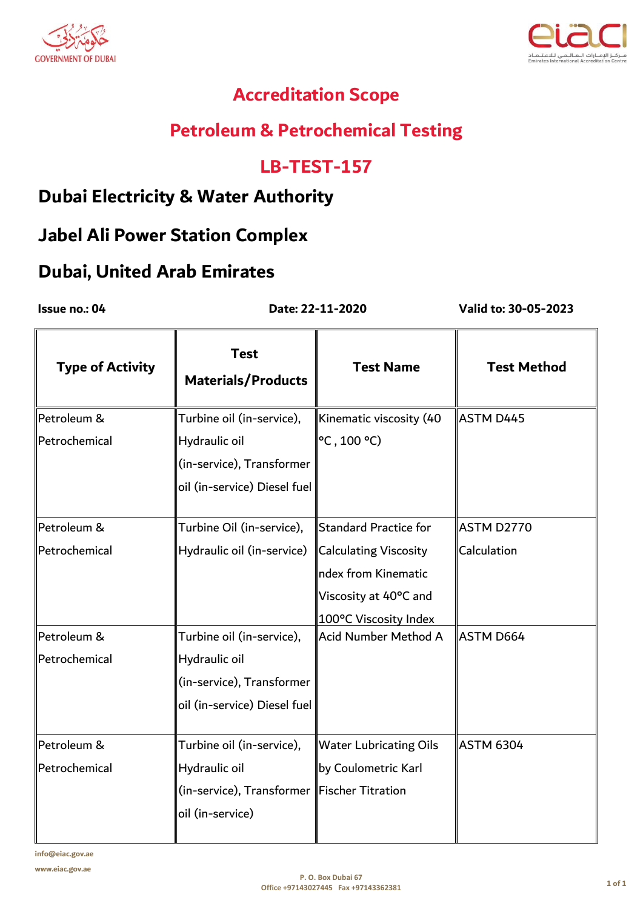# Accreditation Scope

## Petroleum & Petrochemical Testing

## LB-TEST-157

### Dubai Electricity & Water Authority

### Jabel Ali Power Station Complex

### Dubai, United Arab Emirates

**Issue no.: 04** **Date: 22-11-2020** **Valid to: 30-05-2023**

| Type of Activity | Test Materials/Products | Test Name | Test Method |
|---|---|---|---|
| Petroleum & Petrochemical | Turbine oil (in-service), Hydraulic oil (in-service), Transformer oil (in-service) Diesel fuel | Kinematic viscosity (40 °C , 100 °C) | ASTM D445 |
| Petroleum & Petrochemical | Turbine Oil (in-service), Hydraulic oil (in-service) | Standard Practice for Calculating Viscosity ndex from Kinematic Viscosity at 40°C and 100°C Viscosity Index | ASTM D2770 Calculation |
| Petroleum & Petrochemical | Turbine oil (in-service), Hydraulic oil (in-service), Transformer oil (in-service) Diesel fuel | Acid Number Method A | ASTM D664 |
| Petroleum & Petrochemical | Turbine oil (in-service), Hydraulic oil (in-service), Transformer oil (in-service) | Water Lubricating Oils by Coulometric Karl Fischer Titration | ASTM 6304 |

info@eiac.gov.ae
www.eiac.gov.ae

P. O. Box Dubai 67
Office +97143027445 Fax +97143362381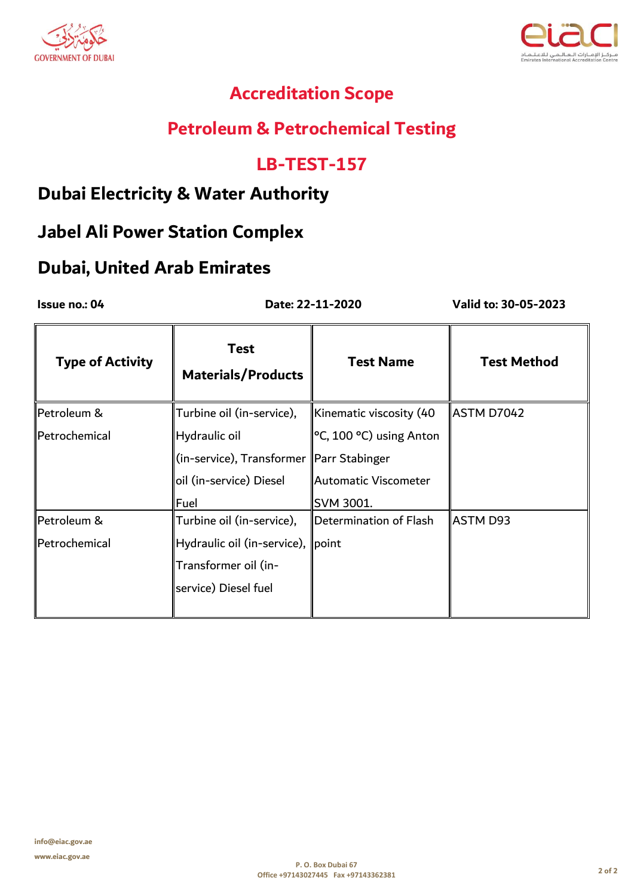# Accreditation Scope

## Petroleum & Petrochemical Testing

## LB-TEST-157

## Dubai Electricity & Water Authority

## Jabel Ali Power Station Complex

## Dubai, United Arab Emirates

**Issue no.: 04** **Date: 22-11-2020** **Valid to: 30-05-2023**

| Type of Activity | Test Materials/Products | Test Name | Test Method |
|---|---|---|---|
| Petroleum & Petrochemical | Turbine oil (in-service), Hydraulic oil (in-service), Transformer oil (in-service) Diesel Fuel | Kinematic viscosity (40 °C, 100 °C) using Anton Parr Stabinger Automatic Viscometer SVM 3001. | ASTM D7042 |
| Petroleum & Petrochemical | Turbine oil (in-service), Hydraulic oil (in-service), Transformer oil (in-service) Diesel fuel | Determination of Flash point | ASTM D93 |

info@eiac.gov.ae
www.eiac.gov.ae

P. O. Box Dubai 67
Office +97143027445 Fax +97143362381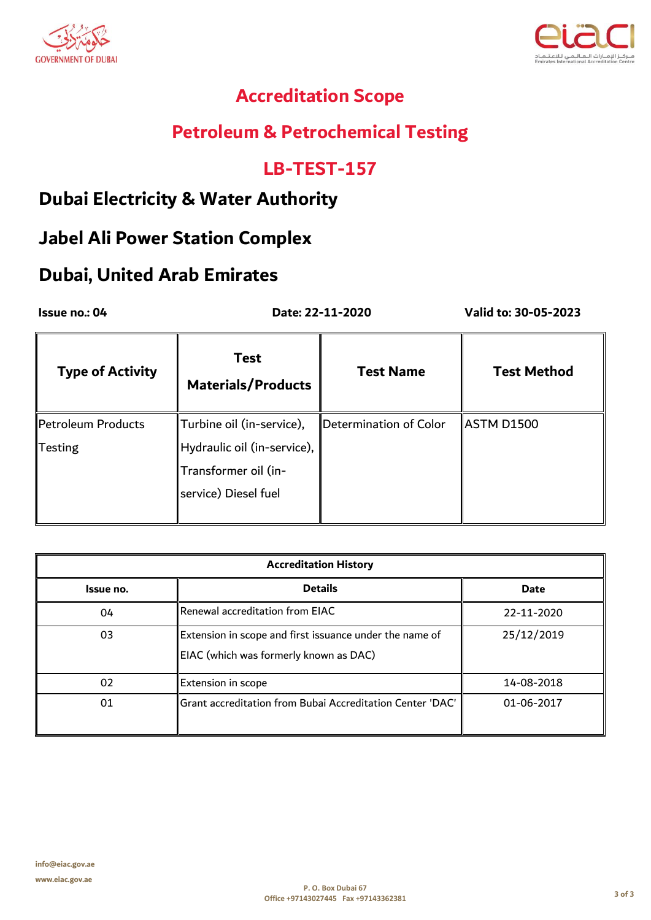# Accreditation Scope

## Petroleum & Petrochemical Testing

## LB-TEST-157

## Dubai Electricity & Water Authority

## Jabel Ali Power Station Complex

## Dubai, United Arab Emirates

**Issue no.: 04** **Date: 22-11-2020** **Valid to: 30-05-2023**

| Type of Activity | Test Materials/Products | Test Name | Test Method |
|---|---|---|---|
| Petroleum Products Testing | Turbine oil (in-service), Hydraulic oil (in-service), Transformer oil (in-service) Diesel fuel | Determination of Color | ASTM D1500 |

| Accreditation History | | |
|---|---|---|
| **Issue no.** | **Details** | **Date** |
| 04 | Renewal accreditation from EIAC | 22-11-2020 |
| 03 | Extension in scope and first issuance under the name of EIAC (which was formerly known as DAC) | 25/12/2019 |
| 02 | Extension in scope | 14-08-2018 |
| 01 | Grant accreditation from Bubai Accreditation Center 'DAC' | 01-06-2017 |